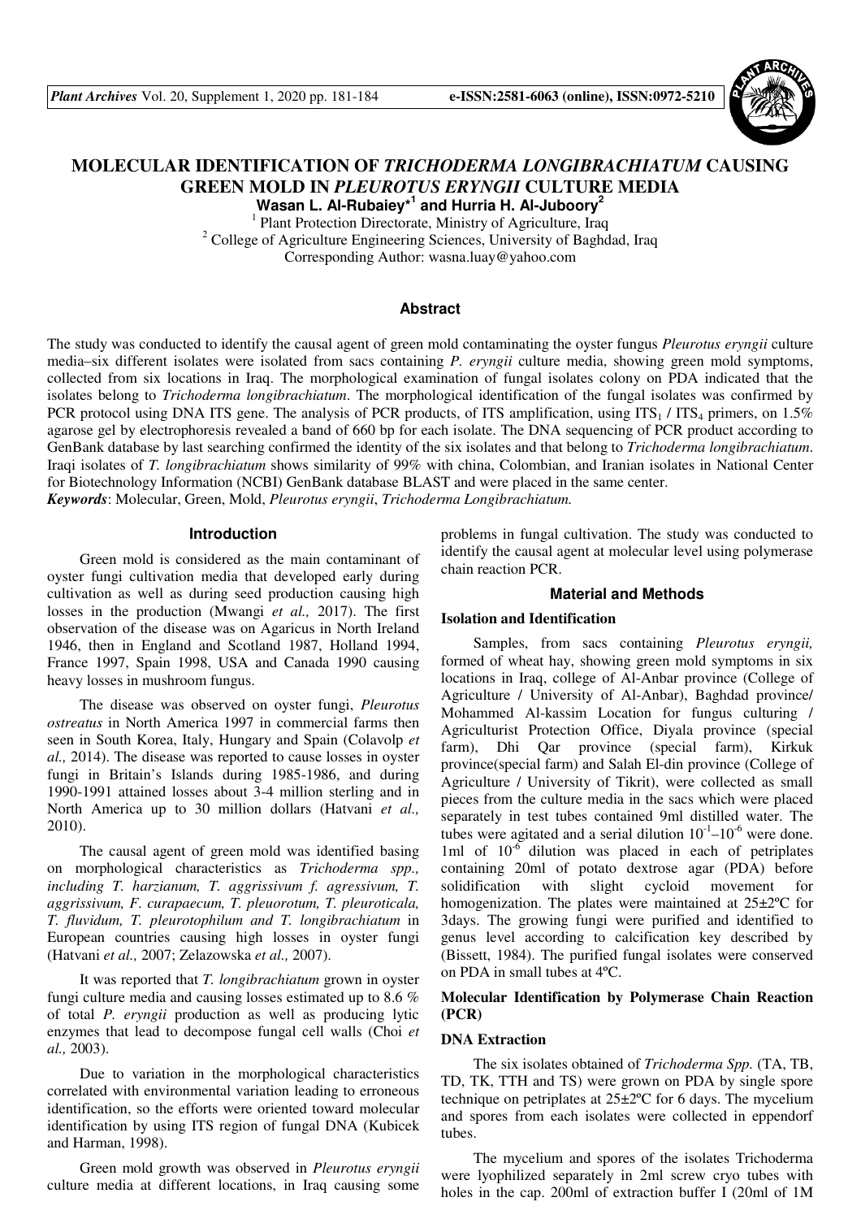# MOLECULAR IDENTIFICATION OF *TRICHODERMA LONGIBRACHIATUM* CAUSING GREEN MOLD IN *PLEUROTUS ERYNGII* CULTURE MEDIA

**Wasan L. Al-Rubaiey*[1] and Hurria H. Al-Juboory[2]**

[1] Plant Protection Directorate, Ministry of Agriculture, Iraq
[2] College of Agriculture Engineering Sciences, University of Baghdad, Iraq
Corresponding Author: wasna.luay@yahoo.com

## Abstract

The study was conducted to identify the causal agent of green mold contaminating the oyster fungus *Pleurotus eryngii* culture media–six different isolates were isolated from sacs containing *P. eryngii* culture media, showing green mold symptoms, collected from six locations in Iraq. The morphological examination of fungal isolates colony on PDA indicated that the isolates belong to *Trichoderma longibrachiatum*. The morphological identification of the fungal isolates was confirmed by PCR protocol using DNA ITS gene. The analysis of PCR products, of ITS amplification, using $ITS_1$ / $ITS_4$ primers, on 1.5% agarose gel by electrophoresis revealed a band of 660 bp for each isolate. The DNA sequencing of PCR product according to GenBank database by last searching confirmed the identity of the six isolates and that belong to *Trichoderma longibrachiatum*. Iraqi isolates of *T. longibrachiatum* shows similarity of 99% with china, Colombian, and Iranian isolates in National Center for Biotechnology Information (NCBI) GenBank database BLAST and were placed in the same center.

***Keywords***: Molecular, Green, Mold, *Pleurotus eryngii*, *Trichoderma Longibrachiatum.*

## Introduction

Green mold is considered as the main contaminant of oyster fungi cultivation media that developed early during cultivation as well as during seed production causing high losses in the production (Mwangi *et al.,* 2017). The first observation of the disease was on Agaricus in North Ireland 1946, then in England and Scotland 1987, Holland 1994, France 1997, Spain 1998, USA and Canada 1990 causing heavy losses in mushroom fungus.

The disease was observed on oyster fungi, *Pleurotus ostreatus* in North America 1997 in commercial farms then seen in South Korea, Italy, Hungary and Spain (Colavolp *et al.,* 2014). The disease was reported to cause losses in oyster fungi in Britain's Islands during 1985-1986, and during 1990-1991 attained losses about 3-4 million sterling and in North America up to 30 million dollars (Hatvani *et al.,* 2010).

The causal agent of green mold was identified basing on morphological characteristics as *Trichoderma spp., including T. harzianum, T. aggrissivum f. agressivum, T. aggrissivum, F. curapaecum, T. pleurotum, T. pleuroticala, T. fluvidum, T. pleurotophilum and T. longibrachiatum* in European countries causing high losses in oyster fungi (Hatvani *et al.,* 2007; Zelazowska *et al.,* 2007).

It was reported that *T. longibrachiatum* grown in oyster fungi culture media and causing losses estimated up to 8.6 % of total *P. eryngii* production as well as producing lytic enzymes that lead to decompose fungal cell walls (Choi *et al.,* 2003).

Due to variation in the morphological characteristics correlated with environmental variation leading to erroneous identification, so the efforts were oriented toward molecular identification by using ITS region of fungal DNA (Kubicek and Harman, 1998).

Green mold growth was observed in *Pleurotus eryngii* culture media at different locations, in Iraq causing some problems in fungal cultivation. The study was conducted to identify the causal agent at molecular level using polymerase chain reaction PCR.

## Material and Methods

### Isolation and Identification

Samples, from sacs containing *Pleurotus eryngii,* formed of wheat hay, showing green mold symptoms in six locations in Iraq, college of Al-Anbar province (College of Agriculture / University of Al-Anbar), Baghdad province/ Mohammed Al-kassim Location for fungus culturing / Agriculturist Protection Office, Diyala province (special farm), Dhi Qar province (special farm), Kirkuk province(special farm) and Salah El-din province (College of Agriculture / University of Tikrit), were collected as small pieces from the culture media in the sacs which were placed separately in test tubes contained 9ml distilled water. The tubes were agitated and a serial dilution $10^{-1}$–$10^{-6}$ were done. 1ml of $10^{-6}$ dilution was placed in each of petriplates containing 20ml of potato dextrose agar (PDA) before solidification with slight cycloid movement for homogenization. The plates were maintained at 25±2ºC for 3days. The growing fungi were purified and identified to genus level according to calcification key described by (Bissett, 1984). The purified fungal isolates were conserved on PDA in small tubes at 4ºC.

### Molecular Identification by Polymerase Chain Reaction (PCR)

### DNA Extraction

The six isolates obtained of *Trichoderma Spp.* (TA, TB, TD, TK, TTH and TS) were grown on PDA by single spore technique on petriplates at 25±2ºC for 6 days. The mycelium and spores from each isolates were collected in eppendorf tubes.

The mycelium and spores of the isolates Trichoderma were lyophilized separately in 2ml screw cryo tubes with holes in the cap. 200ml of extraction buffer I (20ml of 1M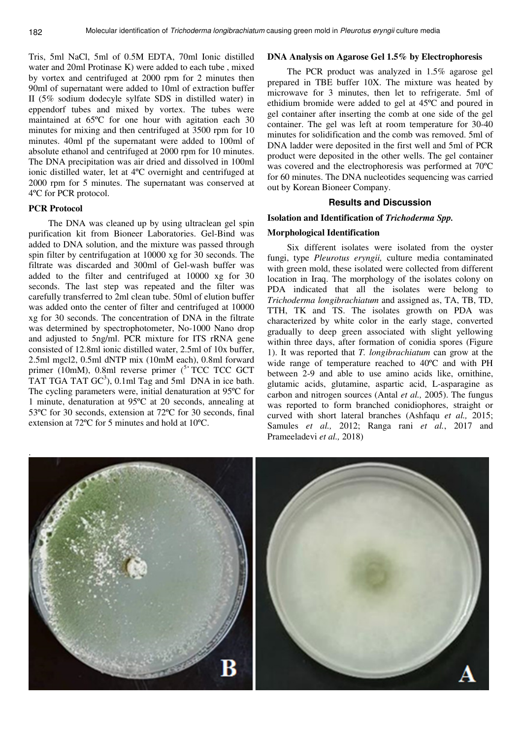Tris, 5ml NaCl, 5ml of 0.5M EDTA, 70ml Ionic distilled water and 20ml Protinase K) were added to each tube , mixed by vortex and centrifuged at 2000 rpm for 2 minutes then 90ml of supernatant were added to 10ml of extraction buffer II (5% sodium dodecyle sylfate SDS in distilled water) in eppendorf tubes and mixed by vortex. The tubes were maintained at 65ºC for one hour with agitation each 30 minutes for mixing and then centrifuged at 3500 rpm for 10 minutes. 40ml pf the supernatant were added to 100ml of absolute ethanol and centrifuged at 2000 rpm for 10 minutes. The DNA precipitation was air dried and dissolved in 100ml ionic distilled water, let at 4ºC overnight and centrifuged at 2000 rpm for 5 minutes. The supernatant was conserved at 4ºC for PCR protocol.

### PCR Protocol

The DNA was cleaned up by using ultraclean gel spin purification kit from Bioneer Laboratories. Gel-Bind was added to DNA solution, and the mixture was passed through spin filter by centrifugation at 10000 xg for 30 seconds. The filtrate was discarded and 300ml of Gel-wash buffer was added to the filter and centrifuged at 10000 xg for 30 seconds. The last step was repeated and the filter was carefully transferred to 2ml clean tube. 50ml of elution buffer was added onto the center of filter and centrifuged at 10000 xg for 30 seconds. The concentration of DNA in the filtrate was determined by spectrophotometer, No-1000 Nano drop and adjusted to 5ng/ml. PCR mixture for ITS rRNA gene consisted of 12.8ml ionic distilled water, 2.5ml of 10x buffer, 2.5ml mgcl2, 0.5ml dNTP mix (10mM each), 0.8ml forward primer (10mM), 0.8ml reverse primer ($^{5'}$ TCC TCC GCT TAT TGA TAT GC$^{3}$), 0.1ml Tag and 5ml DNA in ice bath. The cycling parameters were, initial denaturation at 95ºC for 1 minute, denaturation at 95ºC at 20 seconds, annealing at 53ºC for 30 seconds, extension at 72ºC for 30 seconds, final extension at 72ºC for 5 minutes and hold at 10ºC.

### DNA Analysis on Agarose Gel 1.5% by Electrophoresis

The PCR product was analyzed in 1.5% agarose gel prepared in TBE buffer 10X. The mixture was heated by microwave for 3 minutes, then let to refrigerate. 5ml of ethidium bromide were added to gel at 45ºC and poured in gel container after inserting the comb at one side of the gel container. The gel was left at room temperature for 30-40 minutes for solidification and the comb was removed. 5ml of DNA ladder were deposited in the first well and 5ml of PCR product were deposited in the other wells. The gel container was covered and the electrophoresis was performed at 70ºC for 60 minutes. The DNA nucleotides sequencing was carried out by Korean Bioneer Company.

## Results and Discussion

### Isolation and Identification of *Trichoderma Spp.*

### Morphological Identification

Six different isolates were isolated from the oyster fungi, type *Pleurotus eryngii,* culture media contaminated with green mold, these isolated were collected from different location in Iraq. The morphology of the isolates colony on PDA indicated that all the isolates were belong to *Trichoderma longibrachiatum* and assigned as, TA, TB, TD, TTH, TK and TS. The isolates growth on PDA was characterized by white color in the early stage, converted gradually to deep green associated with slight yellowing within three days, after formation of conidia spores (Figure 1). It was reported that *T. longibrachiatum* can grow at the wide range of temperature reached to 40ºC and with PH between 2-9 and able to use amino acids like, ornithine, glutamic acids, glutamine, aspartic acid, L-asparagine as carbon and nitrogen sources (Antal *et al.,* 2005). The fungus was reported to form branched conidiophores, straight or curved with short lateral branches (Ashfaqu *et al.,* 2015; Samules *et al.,* 2012; Ranga rani *et al.*, 2017 and Prameeladevi *et al.,* 2018)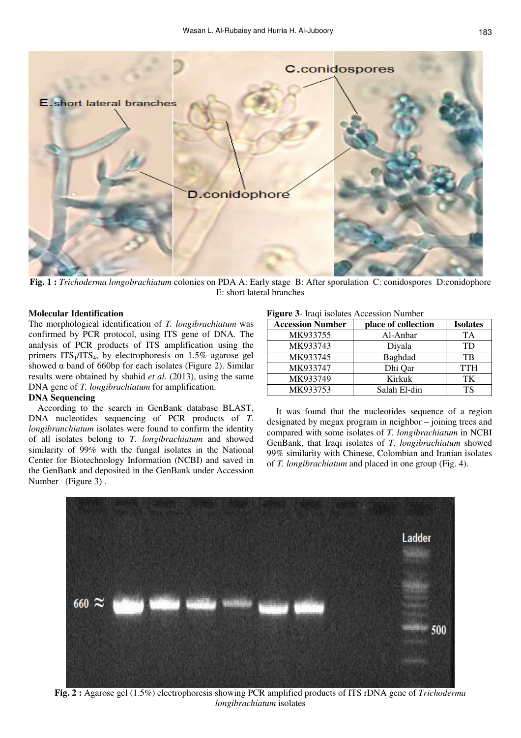**Fig. 1 :** *Trichoderma longobrachiatum* colonies on PDA A: Early stage B: After sporulation C: conidospores D:conidophore E: short lateral branches

**Molecular Identification**

The morphological identification of *T. longibrachiatum* was confirmed by PCR protocol, using ITS gene of DNA. The analysis of PCR products of ITS amplification using the primers $ITS_1/ITS_4$, by electrophoresis on 1.5% agarose gel showed α band of 660bp for each isolates (Figure 2). Similar results were obtained by shahid *et al.* (2013), using the same DNA gene of *T. longibrachiatum* for amplification.

**DNA Sequencing**

According to the search in GenBank database BLAST, DNA nucleotides sequencing of PCR products of *T. longibranchiatum* isolates were found to confirm the identity of all isolates belong to *T. longibrachiatum* and showed similarity of 99% with the fungal isolates in the National Center for Biotechnology Information (NCBI) and saved in the GenBank and deposited in the GenBank under Accession Number (Figure 3) .

**Figure 3**- Iraqi isolates Accession Number

| Accession Number | place of collection | Isolates |
|---|---|---|
| MK933755 | Al-Anbar | TA |
| MK933743 | Diyala | TD |
| MK933745 | Baghdad | TB |
| MK933747 | Dhi Qar | TTH |
| MK933749 | Kirkuk | TK |
| MK933753 | Salah El-din | TS |

It was found that the nucleotides sequence of a region designated by megax program in neighbor – joining trees and compared with some isolates of *T. longibrachiatum* in NCBI GenBank, that Iraqi isolates of *T. longibrachiatum* showed 99% similarity with Chinese, Colombian and Iranian isolates of *T. longibrachiatum* and placed in one group (Fig. 4).

**Fig. 2 :** Agarose gel (1.5%) electrophoresis showing PCR amplified products of ITS rDNA gene of *Trichoderma longibrachiatum* isolates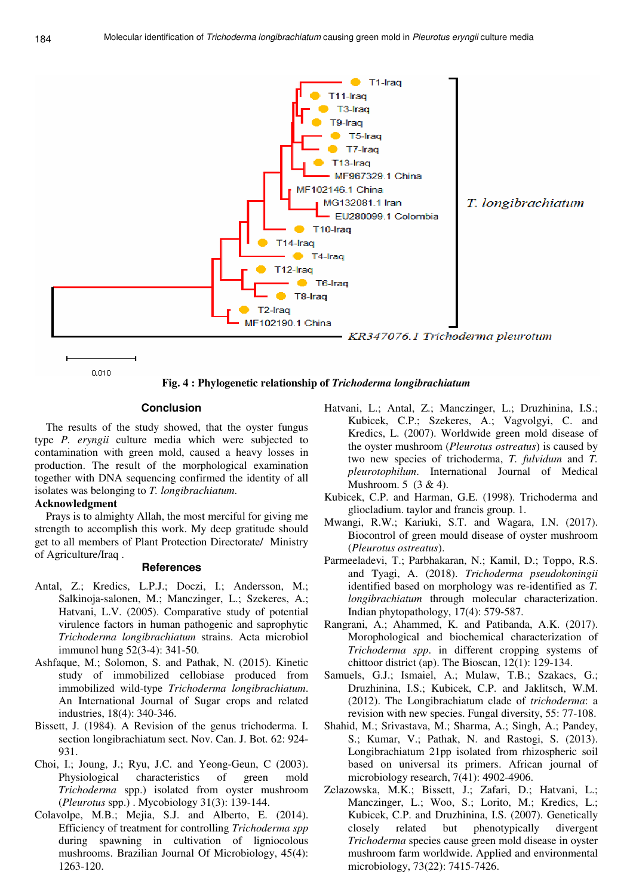T1-Iraq
T11-Iraq
T3-Iraq
T9-Iraq
T5-Iraq
T7-Iraq
T13-Iraq
MF967329.1 China
MF102146.1 China
MG132081.1 Iran
EU280099.1 Colombia
T10-Iraq
T14-Iraq
T4-Iraq
T12-Iraq
T6-Iraq
T8-Iraq
T2-Iraq
MF102190.1 China
KR347076.1 Trichoderma pleurotum
T. longibrachiatum
0.010

**Fig. 4 : Phylogenetic relationship of *Trichoderma longibrachiatum***

## Conclusion

The results of the study showed, that the oyster fungus type *P. eryngii* culture media which were subjected to contamination with green mold, caused a heavy losses in production. The result of the morphological examination together with DNA sequencing confirmed the identity of all isolates was belonging to *T. longibrachiatum*.

**Acknowledgment**

Prays is to almighty Allah, the most merciful for giving me strength to accomplish this work. My deep gratitude should get to all members of Plant Protection Directorate/ Ministry of Agriculture/Iraq .

## References

Antal, Z.; Kredics, L.P.J.; Doczi, I.; Andersson, M.; Salkinoja-salonen, M.; Manczinger, L.; Szekeres, A.; Hatvani, L.V. (2005). Comparative study of potential virulence factors in human pathogenic and saprophytic *Trichoderma longibrachiatum* strains. Acta microbiol immunol hung 52(3-4): 341-50.

Ashfaque, M.; Solomon, S. and Pathak, N. (2015). Kinetic study of immobilized cellobiase produced from immobilized wild-type *Trichoderma longibrachiatum*. An International Journal of Sugar crops and related industries, 18(4): 340-346.

Bissett, J. (1984). A Revision of the genus trichoderma. I. section longibrachiatum sect. Nov. Can. J. Bot. 62: 924-931.

Choi, I.; Joung, J.; Ryu, J.C. and Yeong-Geun, C (2003). Physiological characteristics of green mold (*Trichoderma* spp.) isolated from oyster mushroom (*Pleurotus* spp.) . Mycobiology 31(3): 139-144.

Colavolpe, M.B.; Mejia, S.J. and Alberto, E. (2014). Efficiency of treatment for controlling *Trichoderma spp* during spawning in cultivation of ligniocolous mushrooms. Brazilian Journal Of Microbiology, 45(4): 1263-120.

Hatvani, L.; Antal, Z.; Manczinger, L.; Druzhinina, I.S.; Kubicek, C.P.; Szekeres, A.; Vagvolgyi, C. and Kredics, L. (2007). Worldwide green mold disease of the oyster mushroom (*Pleurotus ostreatus*) is caused by two new species of trichoderma, *T. fulvidum* and *T. pleurotophilum*. International Journal of Medical Mushroom. 5 (3 & 4).

Kubicek, C.P. and Harman, G.E. (1998). Trichoderma and gliocladium. taylor and francis group. 1.

Mwangi, R.W.; Kariuki, S.T. and Wagara, I.N. (2017). Biocontrol of green mould disease of oyster mushroom (*Pleurotus ostreatus*).

Parmeeladevi, T.; Parbhakaran, N.; Kamil, D.; Toppo, R.S. and Tyagi, A. (2018). *Trichoderma pseudokoningii* identified based on morphology was re-identified as *T. longibrachiatum* through molecular characterization. Indian phytopathology, 17(4): 579-587.

Rangrani, A.; Ahammed, K. and Patibanda, A.K. (2017). Morophological and biochemical characterization of *Trichoderma spp.* in different cropping systems of chittoor district (ap). The Bioscan, 12(1): 129-134.

Samuels, G.J.; Ismaiel, A.; Mulaw, T.B.; Szakacs, G.; Druzhinina, I.S.; Kubicek, C.P. and Jaklitsch, W.M. (2012). The Longibrachiatum clade of *trichoderma*: a revision with new species. Fungal diversity, 55: 77-108.

Shahid, M.; Srivastava, M.; Sharma, A.; Singh, A.; Pandey, S.; Kumar, V.; Pathak, N. and Rastogi, S. (2013). Longibrachiatum 21pp isolated from rhizospheric soil based on universal its primers. African journal of microbiology research, 7(41): 4902-4906.

Zelazowska, M.K.; Bissett, J.; Zafari, D.; Hatvani, L.; Manczinger, L.; Woo, S.; Lorito, M.; Kredics, L.; Kubicek, C.P. and Druzhinina, I.S. (2007). Genetically closely related but phenotypically divergent *Trichoderma* species cause green mold disease in oyster mushroom farm worldwide. Applied and environmental microbiology, 73(22): 7415-7426.